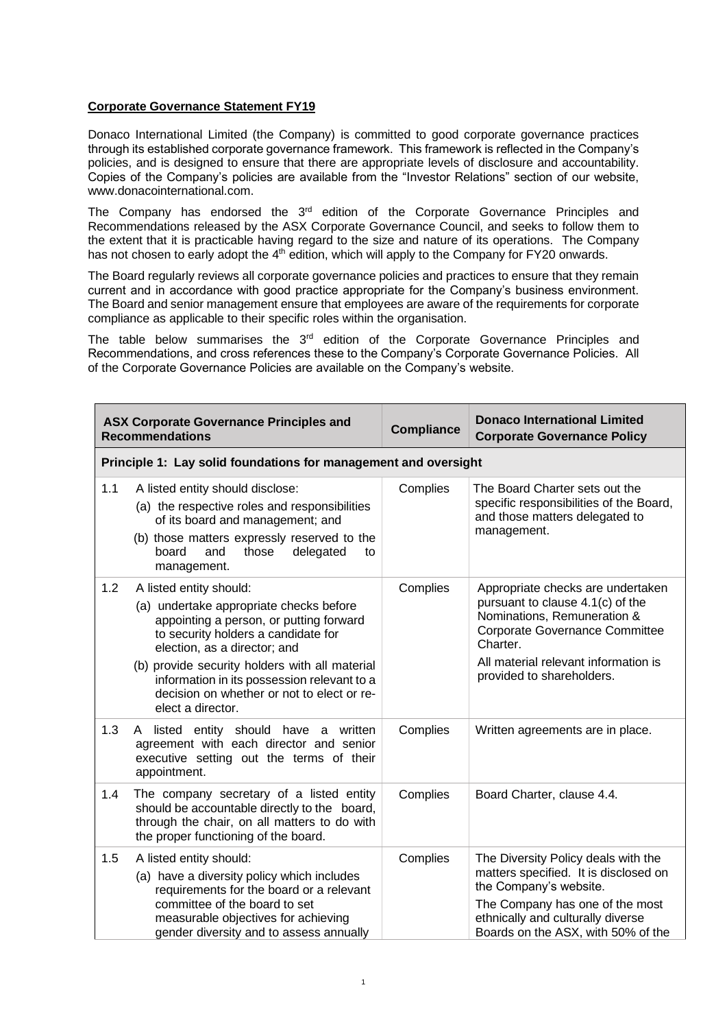**Corporate Governance Statement FY19**

Donaco International Limited (the Company) is committed to good corporate governance practices through its established corporate governance framework. This framework is reflected in the Company's policies, and is designed to ensure that there are appropriate levels of disclosure and accountability. Copies of the Company's policies are available from the "Investor Relations" section of our website, www.donacointernational.com.

The Company has endorsed the 3rd edition of the Corporate Governance Principles and Recommendations released by the ASX Corporate Governance Council, and seeks to follow them to the extent that it is practicable having regard to the size and nature of its operations. The Company has not chosen to early adopt the 4th edition, which will apply to the Company for FY20 onwards.

The Board regularly reviews all corporate governance policies and practices to ensure that they remain current and in accordance with good practice appropriate for the Company's business environment. The Board and senior management ensure that employees are aware of the requirements for corporate compliance as applicable to their specific roles within the organisation.

The table below summarises the 3rd edition of the Corporate Governance Principles and Recommendations, and cross references these to the Company's Corporate Governance Policies. All of the Corporate Governance Policies are available on the Company's website.

| | ASX Corporate Governance Principles and Recommendations | Compliance | Donaco International Limited Corporate Governance Policy |
|---|---|---|---|
| **Principle 1: Lay solid foundations for management and oversight** | | | |
| 1.1 | A listed entity should disclose:<br>(a) the respective roles and responsibilities of its board and management; and<br>(b) those matters expressly reserved to the board and those delegated to management. | Complies | The Board Charter sets out the specific responsibilities of the Board, and those matters delegated to management. |
| 1.2 | A listed entity should:<br>(a) undertake appropriate checks before appointing a person, or putting forward to security holders a candidate for election, as a director; and<br>(b) provide security holders with all material information in its possession relevant to a decision on whether or not to elect or re-elect a director. | Complies | Appropriate checks are undertaken pursuant to clause 4.1(c) of the Nominations, Remuneration & Corporate Governance Committee Charter.<br>All material relevant information is provided to shareholders. |
| 1.3 | A listed entity should have a written agreement with each director and senior executive setting out the terms of their appointment. | Complies | Written agreements are in place. |
| 1.4 | The company secretary of a listed entity should be accountable directly to the board, through the chair, on all matters to do with the proper functioning of the board. | Complies | Board Charter, clause 4.4. |
| 1.5 | A listed entity should:<br>(a) have a diversity policy which includes requirements for the board or a relevant committee of the board to set measurable objectives for achieving gender diversity and to assess annually | Complies | The Diversity Policy deals with the matters specified. It is disclosed on the Company's website.<br>The Company has one of the most ethnically and culturally diverse Boards on the ASX, with 50% of the |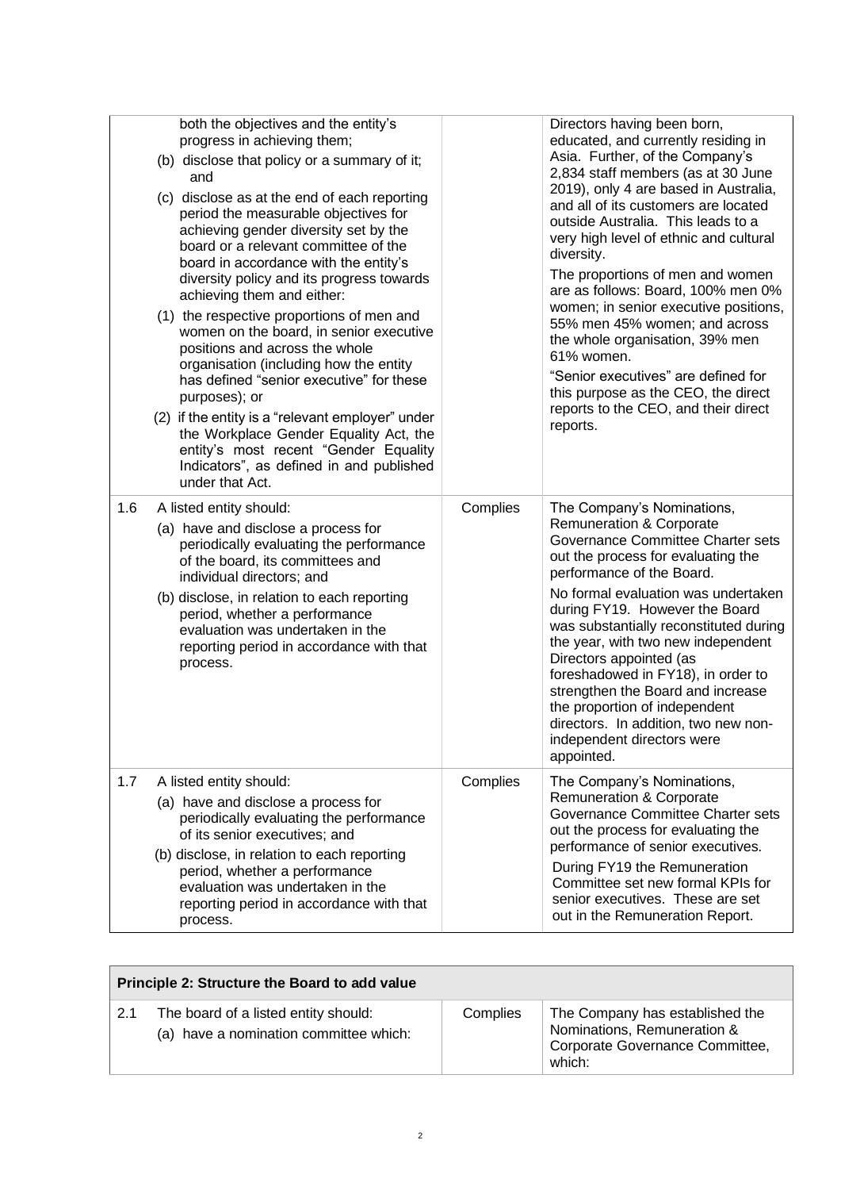| | | | |
|---|---|---|---|
| | both the objectives and the entity's progress in achieving them;<br>(b) disclose that policy or a summary of it; and<br>(c) disclose as at the end of each reporting period the measurable objectives for achieving gender diversity set by the board or a relevant committee of the board in accordance with the entity's diversity policy and its progress towards achieving them and either:<br>(1) the respective proportions of men and women on the board, in senior executive positions and across the whole organisation (including how the entity has defined "senior executive" for these purposes); or<br>(2) if the entity is a "relevant employer" under the Workplace Gender Equality Act, the entity's most recent "Gender Equality Indicators", as defined in and published under that Act. | | Directors having been born, educated, and currently residing in Asia. Further, of the Company's 2,834 staff members (as at 30 June 2019), only 4 are based in Australia, and all of its customers are located outside Australia. This leads to a very high level of ethnic and cultural diversity.<br>The proportions of men and women are as follows: Board, 100% men 0% women; in senior executive positions, 55% men 45% women; and across the whole organisation, 39% men 61% women.<br>"Senior executives" are defined for this purpose as the CEO, the direct reports to the CEO, and their direct reports. |
| 1.6 | A listed entity should:<br>(a) have and disclose a process for periodically evaluating the performance of the board, its committees and individual directors; and<br>(b) disclose, in relation to each reporting period, whether a performance evaluation was undertaken in the reporting period in accordance with that process. | Complies | The Company's Nominations, Remuneration & Corporate Governance Committee Charter sets out the process for evaluating the performance of the Board.<br>No formal evaluation was undertaken during FY19. However the Board was substantially reconstituted during the year, with two new independent Directors appointed (as foreshadowed in FY18), in order to strengthen the Board and increase the proportion of independent directors. In addition, two new non-independent directors were appointed. |
| 1.7 | A listed entity should:<br>(a) have and disclose a process for periodically evaluating the performance of its senior executives; and<br>(b) disclose, in relation to each reporting period, whether a performance evaluation was undertaken in the reporting period in accordance with that process. | Complies | The Company's Nominations, Remuneration & Corporate Governance Committee Charter sets out the process for evaluating the performance of senior executives.<br>During FY19 the Remuneration Committee set new formal KPIs for senior executives. These are set out in the Remuneration Report. |

| **Principle 2: Structure the Board to add value** | | | |
|---|---|---|---|
| 2.1 | The board of a listed entity should:<br>(a) have a nomination committee which: | Complies | The Company has established the Nominations, Remuneration & Corporate Governance Committee, which: |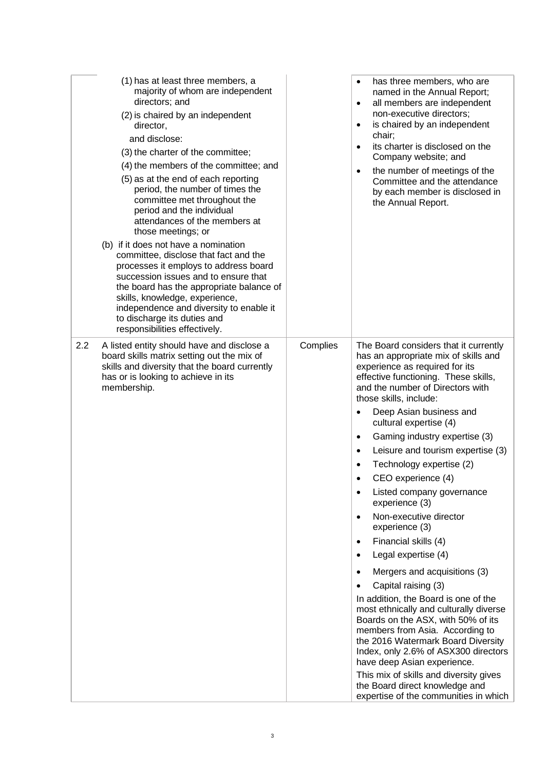| | | | |
|---|---|---|---|
| | (1) has at least three members, a majority of whom are independent directors; and<br>(2) is chaired by an independent director,<br>and disclose:<br>(3) the charter of the committee;<br>(4) the members of the committee; and<br>(5) as at the end of each reporting period, the number of times the committee met throughout the period and the individual attendances of the members at those meetings; or<br>(b) if it does not have a nomination committee, disclose that fact and the processes it employs to address board succession issues and to ensure that the board has the appropriate balance of skills, knowledge, experience, independence and diversity to enable it to discharge its duties and responsibilities effectively. | | • has three members, who are named in the Annual Report;<br>• all members are independent non-executive directors;<br>• is chaired by an independent chair;<br>• its charter is disclosed on the Company website; and<br>• the number of meetings of the Committee and the attendance by each member is disclosed in the Annual Report. |
| 2.2 | A listed entity should have and disclose a board skills matrix setting out the mix of skills and diversity that the board currently has or is looking to achieve in its membership. | Complies | The Board considers that it currently has an appropriate mix of skills and experience as required for its effective functioning. These skills, and the number of Directors with those skills, include:<br>• Deep Asian business and cultural expertise (4)<br>• Gaming industry expertise (3)<br>• Leisure and tourism expertise (3)<br>• Technology expertise (2)<br>• CEO experience (4)<br>• Listed company governance experience (3)<br>• Non-executive director experience (3)<br>• Financial skills (4)<br>• Legal expertise (4)<br>• Mergers and acquisitions (3)<br>• Capital raising (3)<br>In addition, the Board is one of the most ethnically and culturally diverse Boards on the ASX, with 50% of its members from Asia. According to the 2016 Watermark Board Diversity Index, only 2.6% of ASX300 directors have deep Asian experience.<br>This mix of skills and diversity gives the Board direct knowledge and expertise of the communities in which |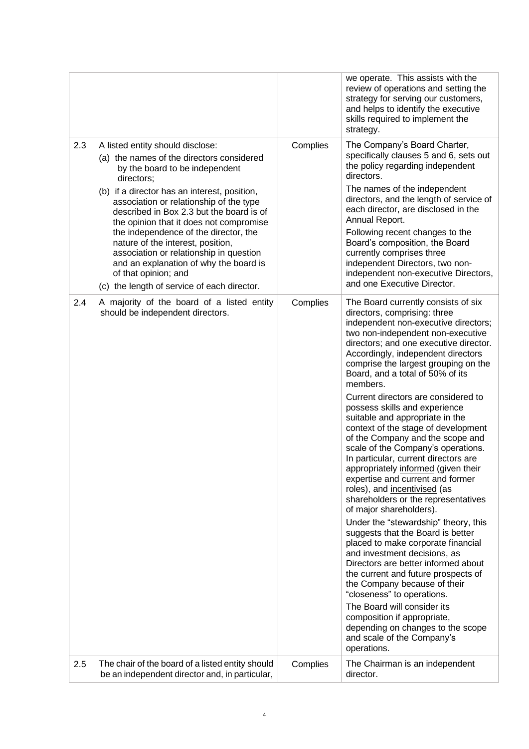| | | | |
|---|---|---|---|
| | | | we operate. This assists with the review of operations and setting the strategy for serving our customers, and helps to identify the executive skills required to implement the strategy. |
| 2.3 | A listed entity should disclose:<br>(a) the names of the directors considered by the board to be independent directors;<br>(b) if a director has an interest, position, association or relationship of the type described in Box 2.3 but the board is of the opinion that it does not compromise the independence of the director, the nature of the interest, position, association or relationship in question and an explanation of why the board is of that opinion; and<br>(c) the length of service of each director. | Complies | The Company's Board Charter, specifically clauses 5 and 6, sets out the policy regarding independent directors.<br>The names of the independent directors, and the length of service of each director, are disclosed in the Annual Report.<br>Following recent changes to the Board's composition, the Board currently comprises three independent Directors, two non-independent non-executive Directors, and one Executive Director. |
| 2.4 | A majority of the board of a listed entity should be independent directors. | Complies | The Board currently consists of six directors, comprising: three independent non-executive directors; two non-independent non-executive directors; and one executive director. Accordingly, independent directors comprise the largest grouping on the Board, and a total of 50% of its members.<br>Current directors are considered to possess skills and experience suitable and appropriate in the context of the stage of development of the Company and the scope and scale of the Company's operations. In particular, current directors are appropriately informed (given their expertise and current and former roles), and incentivised (as shareholders or the representatives of major shareholders).<br>Under the "stewardship" theory, this suggests that the Board is better placed to make corporate financial and investment decisions, as Directors are better informed about the current and future prospects of the Company because of their "closeness" to operations.<br>The Board will consider its composition if appropriate, depending on changes to the scope and scale of the Company's operations. |
| 2.5 | The chair of the board of a listed entity should be an independent director and, in particular, | Complies | The Chairman is an independent director. |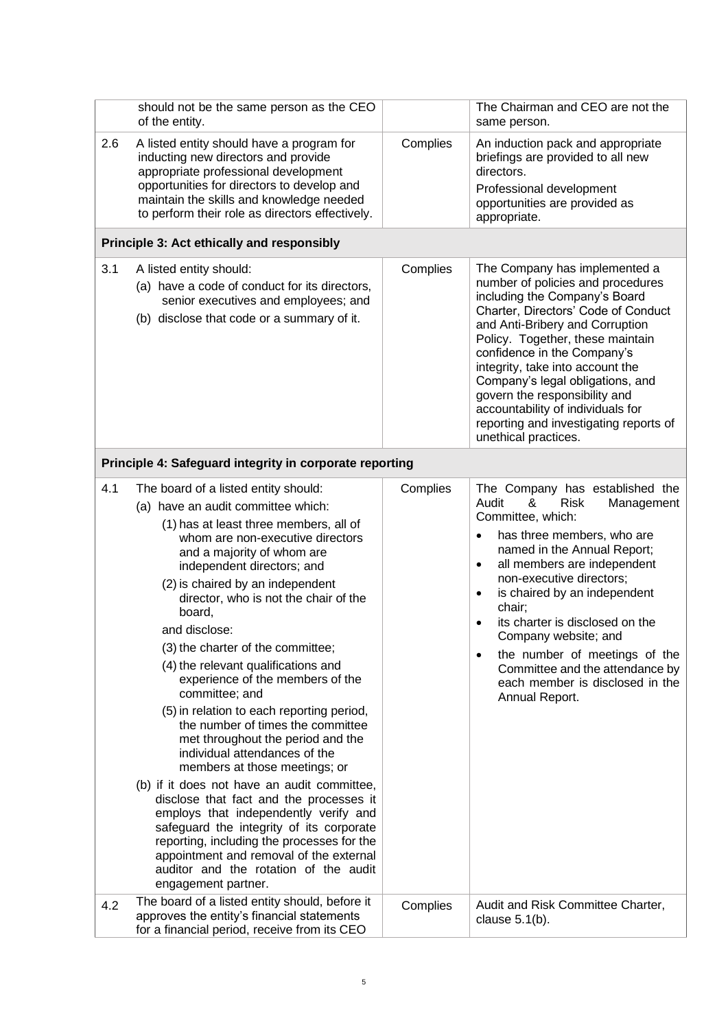|  | should not be the same person as the CEO of the entity. |  | The Chairman and CEO are not the same person. |
|---|---|---|---|
| 2.6 | A listed entity should have a program for inducting new directors and provide appropriate professional development opportunities for directors to develop and maintain the skills and knowledge needed to perform their role as directors effectively. | Complies | An induction pack and appropriate briefings are provided to all new directors.<br>Professional development opportunities are provided as appropriate. |
| **Principle 3: Act ethically and responsibly** |  |  |  |
| 3.1 | A listed entity should:<br>(a) have a code of conduct for its directors, senior executives and employees; and<br>(b) disclose that code or a summary of it. | Complies | The Company has implemented a number of policies and procedures including the Company's Board Charter, Directors' Code of Conduct and Anti-Bribery and Corruption Policy. Together, these maintain confidence in the Company's integrity, take into account the Company's legal obligations, and govern the responsibility and accountability of individuals for reporting and investigating reports of unethical practices. |
| **Principle 4: Safeguard integrity in corporate reporting** |  |  |  |
| 4.1 | The board of a listed entity should:<br>(a) have an audit committee which:<br>(1) has at least three members, all of whom are non-executive directors and a majority of whom are independent directors; and<br>(2) is chaired by an independent director, who is not the chair of the board,<br>and disclose:<br>(3) the charter of the committee;<br>(4) the relevant qualifications and experience of the members of the committee; and<br>(5) in relation to each reporting period, the number of times the committee met throughout the period and the individual attendances of the members at those meetings; or<br>(b) if it does not have an audit committee, disclose that fact and the processes it employs that independently verify and safeguard the integrity of its corporate reporting, including the processes for the appointment and removal of the external auditor and the rotation of the audit engagement partner. | Complies | The Company has established the Audit & Risk Management Committee, which:<br>• has three members, who are named in the Annual Report;<br>• all members are independent non-executive directors;<br>• is chaired by an independent chair;<br>• its charter is disclosed on the Company website; and<br>• the number of meetings of the Committee and the attendance by each member is disclosed in the Annual Report. |
| 4.2 | The board of a listed entity should, before it approves the entity's financial statements for a financial period, receive from its CEO | Complies | Audit and Risk Committee Charter, clause 5.1(b). |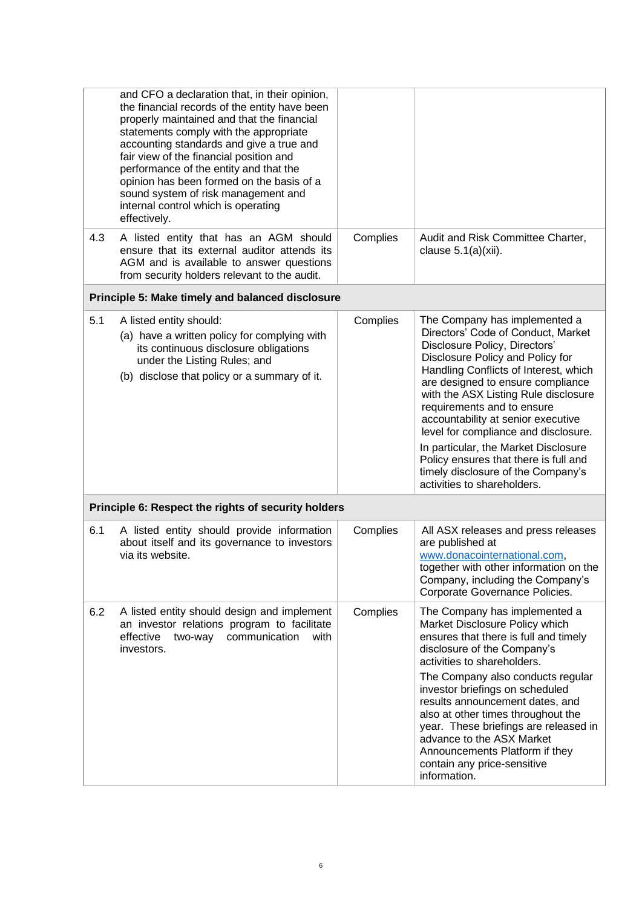|  | Recommendation | Compliance | Reference |
|---|---|---|---|
|  | and CFO a declaration that, in their opinion, the financial records of the entity have been properly maintained and that the financial statements comply with the appropriate accounting standards and give a true and fair view of the financial position and performance of the entity and that the opinion has been formed on the basis of a sound system of risk management and internal control which is operating effectively. |  |  |
| 4.3 | A listed entity that has an AGM should ensure that its external auditor attends its AGM and is available to answer questions from security holders relevant to the audit. | Complies | Audit and Risk Committee Charter, clause 5.1(a)(xii). |
| **Principle 5: Make timely and balanced disclosure** |  |  |  |
| 5.1 | A listed entity should:<br>(a) have a written policy for complying with its continuous disclosure obligations under the Listing Rules; and<br>(b) disclose that policy or a summary of it. | Complies | The Company has implemented a Directors' Code of Conduct, Market Disclosure Policy, Directors' Disclosure Policy and Policy for Handling Conflicts of Interest, which are designed to ensure compliance with the ASX Listing Rule disclosure requirements and to ensure accountability at senior executive level for compliance and disclosure.<br>In particular, the Market Disclosure Policy ensures that there is full and timely disclosure of the Company's activities to shareholders. |
| **Principle 6: Respect the rights of security holders** |  |  |  |
| 6.1 | A listed entity should provide information about itself and its governance to investors via its website. | Complies | All ASX releases and press releases are published at www.donacointernational.com, together with other information on the Company, including the Company's Corporate Governance Policies. |
| 6.2 | A listed entity should design and implement an investor relations program to facilitate effective two-way communication with investors. | Complies | The Company has implemented a Market Disclosure Policy which ensures that there is full and timely disclosure of the Company's activities to shareholders.<br>The Company also conducts regular investor briefings on scheduled results announcement dates, and also at other times throughout the year. These briefings are released in advance to the ASX Market Announcements Platform if they contain any price-sensitive information. |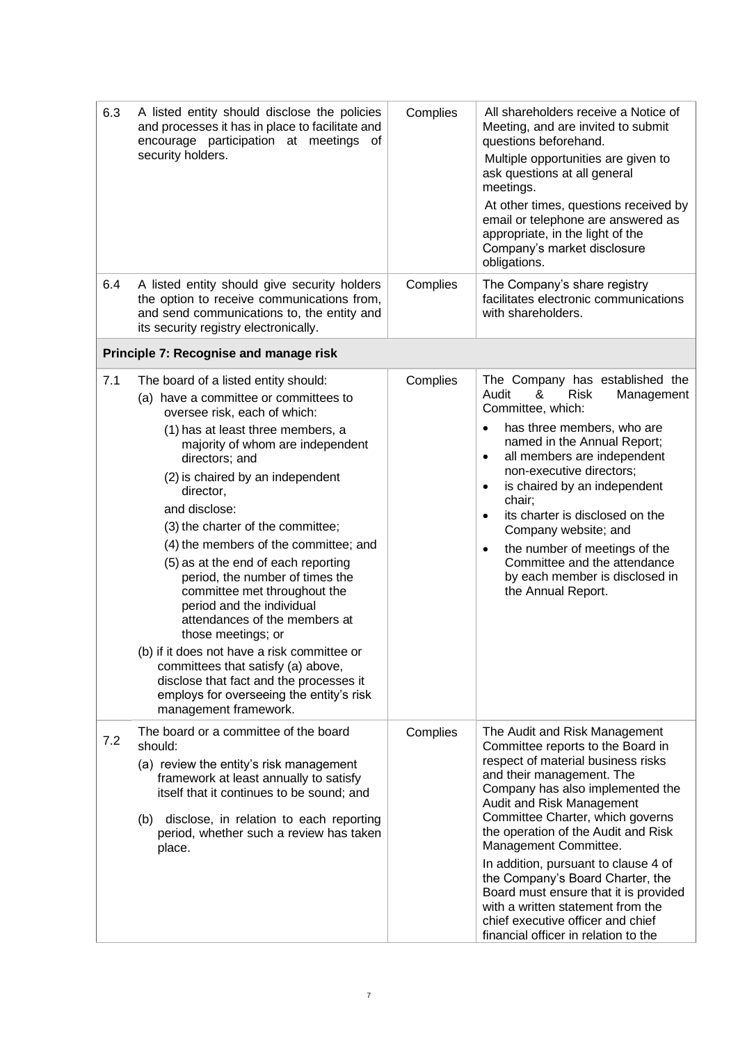| | | | |
|---|---|---|---|
| 6.3 | A listed entity should disclose the policies and processes it has in place to facilitate and encourage participation at meetings of security holders. | Complies | All shareholders receive a Notice of Meeting, and are invited to submit questions beforehand.<br>Multiple opportunities are given to ask questions at all general meetings.<br>At other times, questions received by email or telephone are answered as appropriate, in the light of the Company's market disclosure obligations. |
| 6.4 | A listed entity should give security holders the option to receive communications from, and send communications to, the entity and its security registry electronically. | Complies | The Company's share registry facilitates electronic communications with shareholders. |
| **Principle 7: Recognise and manage risk** | | | |
| 7.1 | The board of a listed entity should:<br>(a) have a committee or committees to oversee risk, each of which:<br>(1) has at least three members, a majority of whom are independent directors; and<br>(2) is chaired by an independent director,<br>and disclose:<br>(3) the charter of the committee;<br>(4) the members of the committee; and<br>(5) as at the end of each reporting period, the number of times the committee met throughout the period and the individual attendances of the members at those meetings; or<br>(b) if it does not have a risk committee or committees that satisfy (a) above, disclose that fact and the processes it employs for overseeing the entity's risk management framework. | Complies | The Company has established the Audit & Risk Management Committee, which:<br>• has three members, who are named in the Annual Report;<br>• all members are independent non-executive directors;<br>• is chaired by an independent chair;<br>• its charter is disclosed on the Company website; and<br>• the number of meetings of the Committee and the attendance by each member is disclosed in the Annual Report. |
| 7.2 | The board or a committee of the board should:<br>(a) review the entity's risk management framework at least annually to satisfy itself that it continues to be sound; and<br>(b) disclose, in relation to each reporting period, whether such a review has taken place. | Complies | The Audit and Risk Management Committee reports to the Board in respect of material business risks and their management. The Company has also implemented the Audit and Risk Management Committee Charter, which governs the operation of the Audit and Risk Management Committee.<br>In addition, pursuant to clause 4 of the Company's Board Charter, the Board must ensure that it is provided with a written statement from the chief executive officer and chief financial officer in relation to the |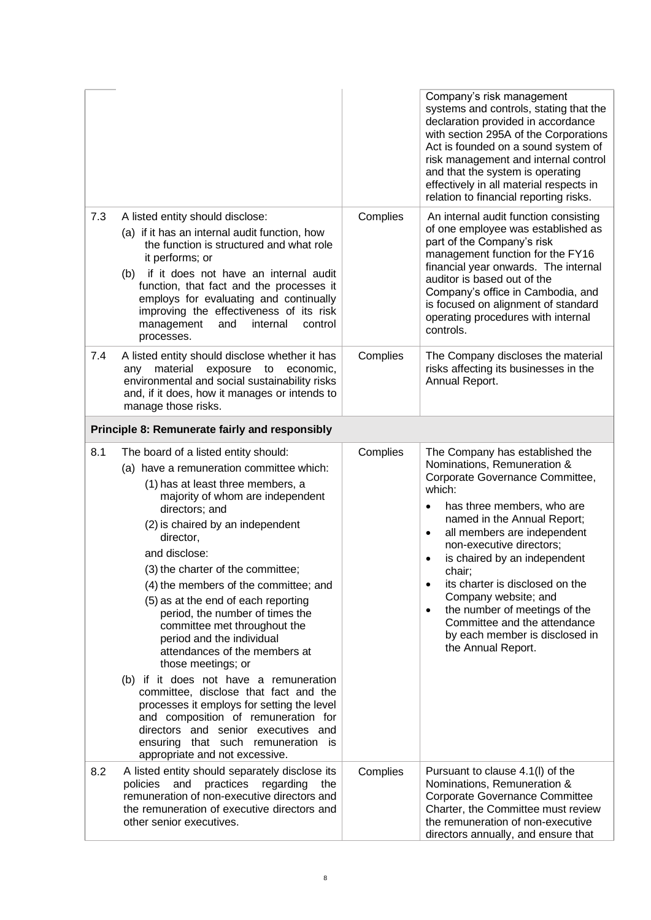| | | | |
|---|---|---|---|
| | | | Company's risk management systems and controls, stating that the declaration provided in accordance with section 295A of the Corporations Act is founded on a sound system of risk management and internal control and that the system is operating effectively in all material respects in relation to financial reporting risks. |
| 7.3 | A listed entity should disclose:<br>(a) if it has an internal audit function, how the function is structured and what role it performs; or<br>(b) if it does not have an internal audit function, that fact and the processes it employs for evaluating and continually improving the effectiveness of its risk management and internal control processes. | Complies | An internal audit function consisting of one employee was established as part of the Company's risk management function for the FY16 financial year onwards. The internal auditor is based out of the Company's office in Cambodia, and is focused on alignment of standard operating procedures with internal controls. |
| 7.4 | A listed entity should disclose whether it has any material exposure to economic, environmental and social sustainability risks and, if it does, how it manages or intends to manage those risks. | Complies | The Company discloses the material risks affecting its businesses in the Annual Report. |
| **Principle 8: Remunerate fairly and responsibly** | | | |
| 8.1 | The board of a listed entity should:<br>(a) have a remuneration committee which:<br>(1) has at least three members, a majority of whom are independent directors; and<br>(2) is chaired by an independent director,<br>and disclose:<br>(3) the charter of the committee;<br>(4) the members of the committee; and<br>(5) as at the end of each reporting period, the number of times the committee met throughout the period and the individual attendances of the members at those meetings; or<br>(b) if it does not have a remuneration committee, disclose that fact and the processes it employs for setting the level and composition of remuneration for directors and senior executives and ensuring that such remuneration is appropriate and not excessive. | Complies | The Company has established the Nominations, Remuneration & Corporate Governance Committee, which:<br>• has three members, who are named in the Annual Report;<br>• all members are independent non-executive directors;<br>• is chaired by an independent chair;<br>• its charter is disclosed on the Company website; and<br>• the number of meetings of the Committee and the attendance by each member is disclosed in the Annual Report. |
| 8.2 | A listed entity should separately disclose its policies and practices regarding the remuneration of non-executive directors and the remuneration of executive directors and other senior executives. | Complies | Pursuant to clause 4.1(l) of the Nominations, Remuneration & Corporate Governance Committee Charter, the Committee must review the remuneration of non-executive directors annually, and ensure that |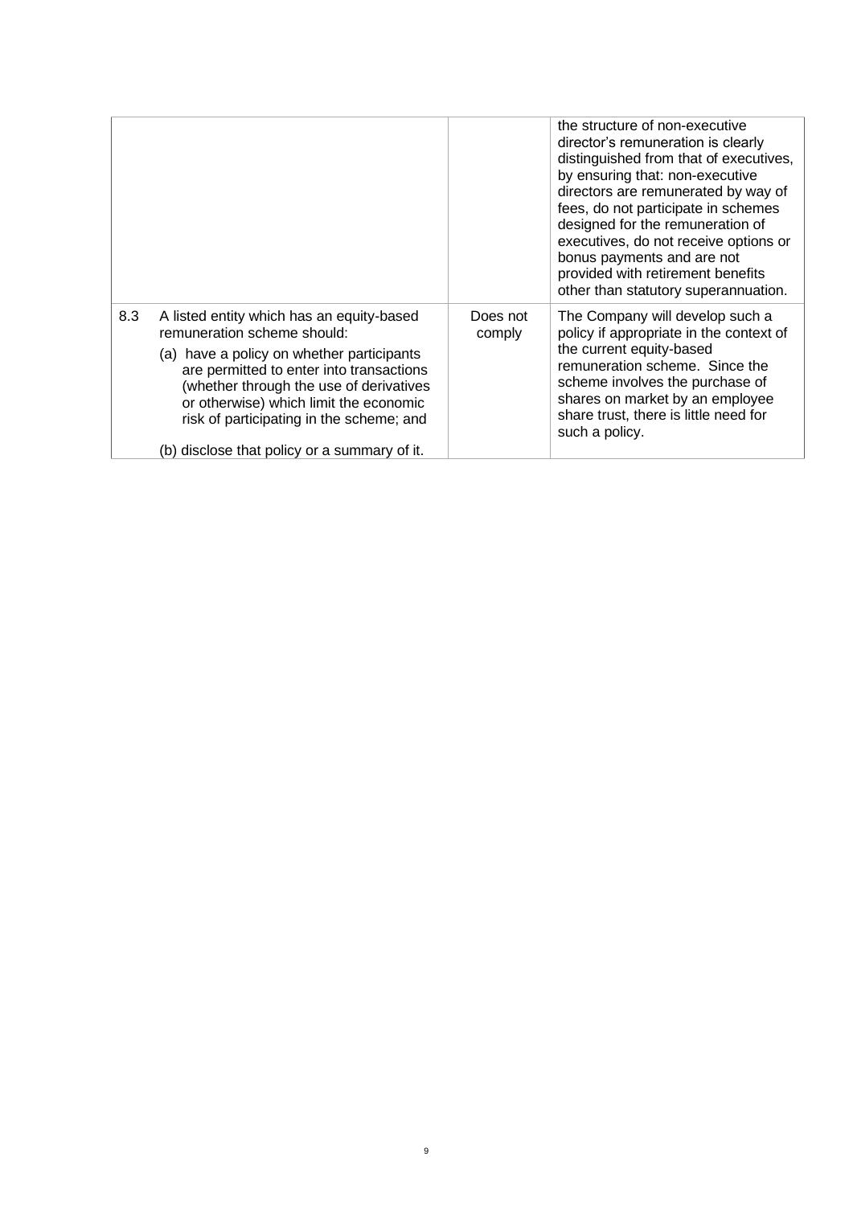| | | | |
|---|---|---|---|
| | | | the structure of non-executive director's remuneration is clearly distinguished from that of executives, by ensuring that: non-executive directors are remunerated by way of fees, do not participate in schemes designed for the remuneration of executives, do not receive options or bonus payments and are not provided with retirement benefits other than statutory superannuation. |
| 8.3 | A listed entity which has an equity-based remuneration scheme should:<br>(a) have a policy on whether participants are permitted to enter into transactions (whether through the use of derivatives or otherwise) which limit the economic risk of participating in the scheme; and<br>(b) disclose that policy or a summary of it. | Does not comply | The Company will develop such a policy if appropriate in the context of the current equity-based remuneration scheme. Since the scheme involves the purchase of shares on market by an employee share trust, there is little need for such a policy. |